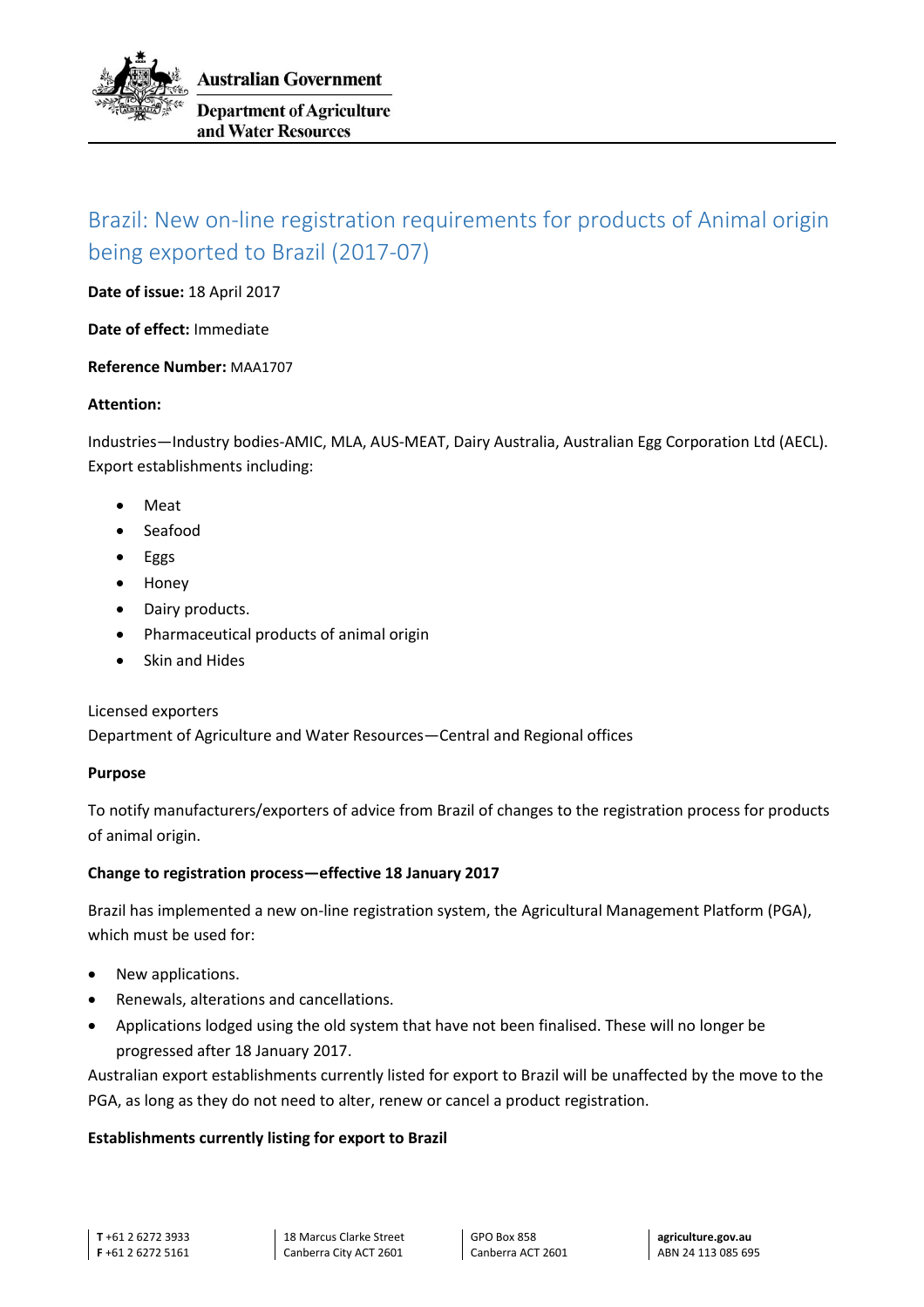Australian Government

Department of Agriculture and Water Resources

# Brazil: New on-line registration requirements for products of Animal origin being exported to Brazil (2017-07)

**Date of issue:** 18 April 2017

**Date of effect:** Immediate

**Reference Number:** MAA1707

**Attention:**

Industries—Industry bodies-AMIC, MLA, AUS-MEAT, Dairy Australia, Australian Egg Corporation Ltd (AECL). Export establishments including:

- Meat
- Seafood
- Eggs
- Honey
- Dairy products.
- Pharmaceutical products of animal origin
- Skin and Hides

Licensed exporters
Department of Agriculture and Water Resources—Central and Regional offices

**Purpose**

To notify manufacturers/exporters of advice from Brazil of changes to the registration process for products of animal origin.

**Change to registration process—effective 18 January 2017**

Brazil has implemented a new on-line registration system, the Agricultural Management Platform (PGA), which must be used for:

- New applications.
- Renewals, alterations and cancellations.
- Applications lodged using the old system that have not been finalised. These will no longer be progressed after 18 January 2017.

Australian export establishments currently listed for export to Brazil will be unaffected by the move to the PGA, as long as they do not need to alter, renew or cancel a product registration.

**Establishments currently listing for export to Brazil**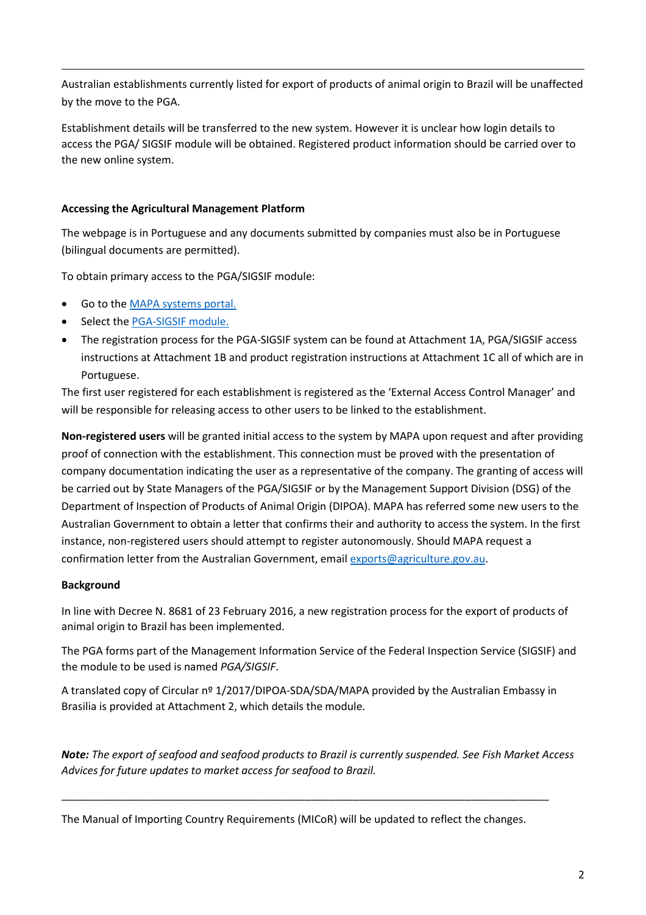Australian establishments currently listed for export of products of animal origin to Brazil will be unaffected by the move to the PGA.

Establishment details will be transferred to the new system. However it is unclear how login details to access the PGA/ SIGSIF module will be obtained. Registered product information should be carried over to the new online system.

### Accessing the Agricultural Management Platform

The webpage is in Portuguese and any documents submitted by companies must also be in Portuguese (bilingual documents are permitted).

To obtain primary access to the PGA/SIGSIF module:

- Go to the MAPA systems portal.
- Select the PGA-SIGSIF module.
- The registration process for the PGA-SIGSIF system can be found at Attachment 1A, PGA/SIGSIF access instructions at Attachment 1B and product registration instructions at Attachment 1C all of which are in Portuguese.

The first user registered for each establishment is registered as the 'External Access Control Manager' and will be responsible for releasing access to other users to be linked to the establishment.

**Non-registered users** will be granted initial access to the system by MAPA upon request and after providing proof of connection with the establishment. This connection must be proved with the presentation of company documentation indicating the user as a representative of the company. The granting of access will be carried out by State Managers of the PGA/SIGSIF or by the Management Support Division (DSG) of the Department of Inspection of Products of Animal Origin (DIPOA). MAPA has referred some new users to the Australian Government to obtain a letter that confirms their and authority to access the system. In the first instance, non-registered users should attempt to register autonomously. Should MAPA request a confirmation letter from the Australian Government, email exports@agriculture.gov.au.

### Background

In line with Decree N. 8681 of 23 February 2016, a new registration process for the export of products of animal origin to Brazil has been implemented.

The PGA forms part of the Management Information Service of the Federal Inspection Service (SIGSIF) and the module to be used is named *PGA/SIGSIF*.

A translated copy of Circular nº 1/2017/DIPOA-SDA/SDA/MAPA provided by the Australian Embassy in Brasilia is provided at Attachment 2, which details the module.

***Note:*** *The export of seafood and seafood products to Brazil is currently suspended. See Fish Market Access Advices for future updates to market access for seafood to Brazil.*

---

The Manual of Importing Country Requirements (MICoR) will be updated to reflect the changes.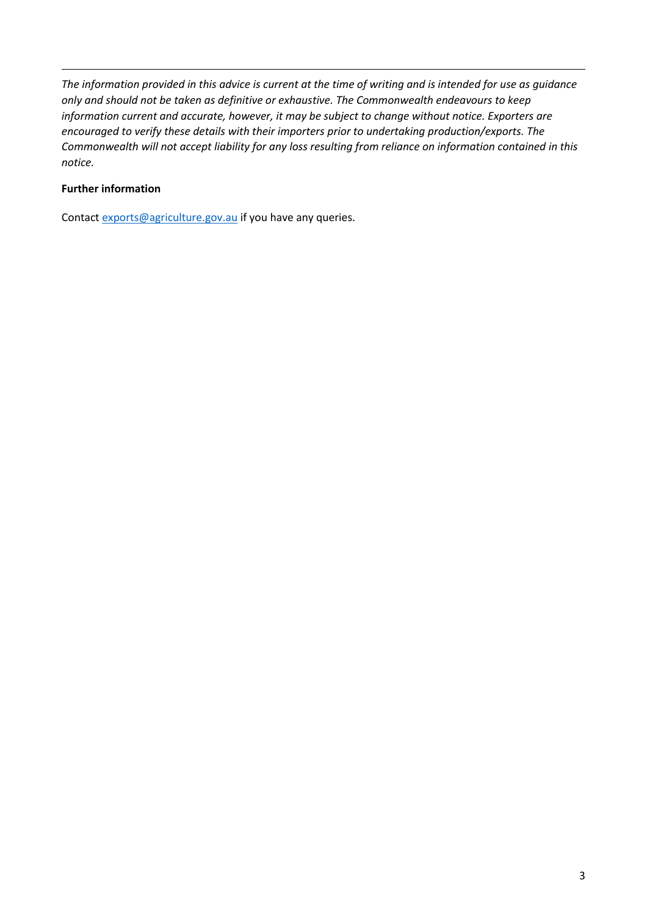---

*The information provided in this advice is current at the time of writing and is intended for use as guidance only and should not be taken as definitive or exhaustive. The Commonwealth endeavours to keep information current and accurate, however, it may be subject to change without notice. Exporters are encouraged to verify these details with their importers prior to undertaking production/exports. The Commonwealth will not accept liability for any loss resulting from reliance on information contained in this notice.*

**Further information**

Contact exports@agriculture.gov.au if you have any queries.